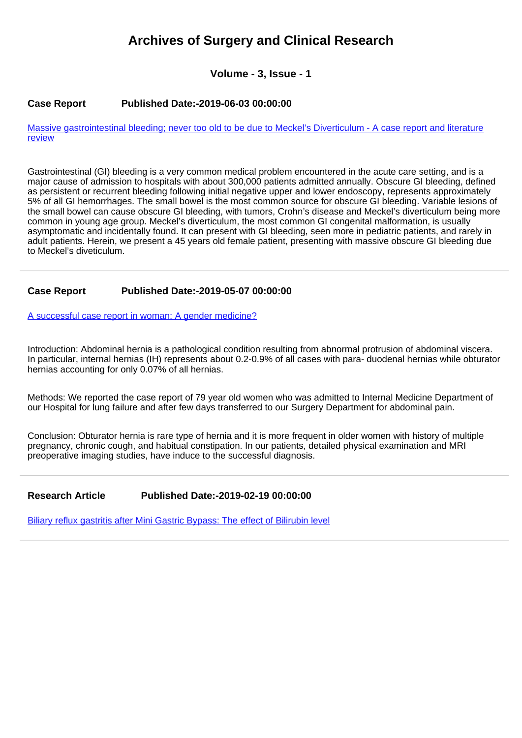# Archives of Surgery and Clinical Research

### Volume - 3, Issue - 1

**Case Report** **Published Date:-2019-06-03 00:00:00**

[Massive gastrointestinal bleeding; never too old to be due to Meckel's Diverticulum - A case report and literature review]

Gastrointestinal (GI) bleeding is a very common medical problem encountered in the acute care setting, and is a major cause of admission to hospitals with about 300,000 patients admitted annually. Obscure GI bleeding, defined as persistent or recurrent bleeding following initial negative upper and lower endoscopy, represents approximately 5% of all GI hemorrhages. The small bowel is the most common source for obscure GI bleeding. Variable lesions of the small bowel can cause obscure GI bleeding, with tumors, Crohn's disease and Meckel's diverticulum being more common in young age group. Meckel's diverticulum, the most common GI congenital malformation, is usually asymptomatic and incidentally found. It can present with GI bleeding, seen more in pediatric patients, and rarely in adult patients. Herein, we present a 45 years old female patient, presenting with massive obscure GI bleeding due to Meckel's diveticulum.

---

**Case Report** **Published Date:-2019-05-07 00:00:00**

[A successful case report in woman: A gender medicine?]

Introduction: Abdominal hernia is a pathological condition resulting from abnormal protrusion of abdominal viscera. In particular, internal hernias (IH) represents about 0.2-0.9% of all cases with para- duodenal hernias while obturator hernias accounting for only 0.07% of all hernias.

Methods: We reported the case report of 79 year old women who was admitted to Internal Medicine Department of our Hospital for lung failure and after few days transferred to our Surgery Department for abdominal pain.

Conclusion: Obturator hernia is rare type of hernia and it is more frequent in older women with history of multiple pregnancy, chronic cough, and habitual constipation. In our patients, detailed physical examination and MRI preoperative imaging studies, have induce to the successful diagnosis.

---

**Research Article** **Published Date:-2019-02-19 00:00:00**

[Biliary reflux gastritis after Mini Gastric Bypass: The effect of Bilirubin level]

---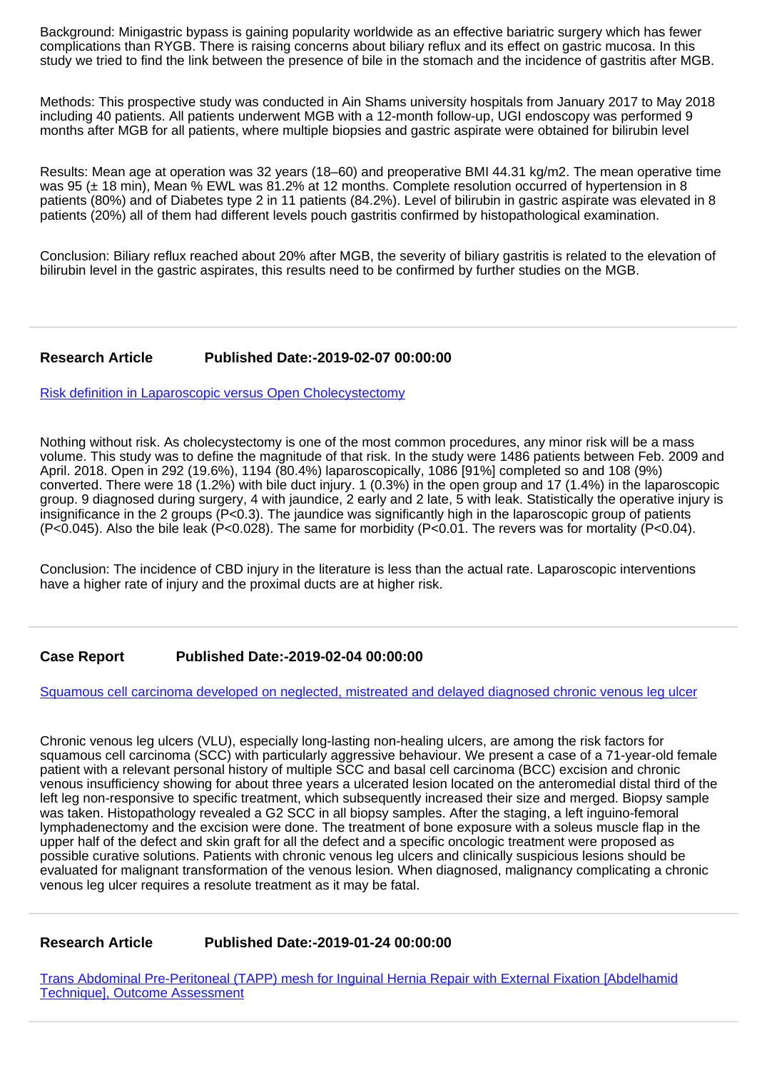Background: Minigastric bypass is gaining popularity worldwide as an effective bariatric surgery which has fewer complications than RYGB. There is raising concerns about biliary reflux and its effect on gastric mucosa. In this study we tried to find the link between the presence of bile in the stomach and the incidence of gastritis after MGB.

Methods: This prospective study was conducted in Ain Shams university hospitals from January 2017 to May 2018 including 40 patients. All patients underwent MGB with a 12-month follow-up, UGI endoscopy was performed 9 months after MGB for all patients, where multiple biopsies and gastric aspirate were obtained for bilirubin level

Results: Mean age at operation was 32 years (18–60) and preoperative BMI 44.31 kg/m2. The mean operative time was 95 (± 18 min), Mean % EWL was 81.2% at 12 months. Complete resolution occurred of hypertension in 8 patients (80%) and of Diabetes type 2 in 11 patients (84.2%). Level of bilirubin in gastric aspirate was elevated in 8 patients (20%) all of them had different levels pouch gastritis confirmed by histopathological examination.

Conclusion: Biliary reflux reached about 20% after MGB, the severity of biliary gastritis is related to the elevation of bilirubin level in the gastric aspirates, this results need to be confirmed by further studies on the MGB.

---

**Research Article** **Published Date:-2019-02-07 00:00:00**

[Risk definition in Laparoscopic versus Open Cholecystectomy]

Nothing without risk. As cholecystectomy is one of the most common procedures, any minor risk will be a mass volume. This study was to define the magnitude of that risk. In the study were 1486 patients between Feb. 2009 and April. 2018. Open in 292 (19.6%), 1194 (80.4%) laparoscopically, 1086 [91%] completed so and 108 (9%) converted. There were 18 (1.2%) with bile duct injury. 1 (0.3%) in the open group and 17 (1.4%) in the laparoscopic group. 9 diagnosed during surgery, 4 with jaundice, 2 early and 2 late, 5 with leak. Statistically the operative injury is insignificance in the 2 groups ($P<0.3$). The jaundice was significantly high in the laparoscopic group of patients ($P<0.045$). Also the bile leak ($P<0.028$). The same for morbidity ($P<0.01$. The revers was for mortality ($P<0.04$).

Conclusion: The incidence of CBD injury in the literature is less than the actual rate. Laparoscopic interventions have a higher rate of injury and the proximal ducts are at higher risk.

---

**Case Report** **Published Date:-2019-02-04 00:00:00**

[Squamous cell carcinoma developed on neglected, mistreated and delayed diagnosed chronic venous leg ulcer]

Chronic venous leg ulcers (VLU), especially long-lasting non-healing ulcers, are among the risk factors for squamous cell carcinoma (SCC) with particularly aggressive behaviour. We present a case of a 71-year-old female patient with a relevant personal history of multiple SCC and basal cell carcinoma (BCC) excision and chronic venous insufficiency showing for about three years a ulcerated lesion located on the anteromedial distal third of the left leg non-responsive to specific treatment, which subsequently increased their size and merged. Biopsy sample was taken. Histopathology revealed a G2 SCC in all biopsy samples. After the staging, a left inguino-femoral lymphadenectomy and the excision were done. The treatment of bone exposure with a soleus muscle flap in the upper half of the defect and skin graft for all the defect and a specific oncologic treatment were proposed as possible curative solutions. Patients with chronic venous leg ulcers and clinically suspicious lesions should be evaluated for malignant transformation of the venous lesion. When diagnosed, malignancy complicating a chronic venous leg ulcer requires a resolute treatment as it may be fatal.

---

**Research Article** **Published Date:-2019-01-24 00:00:00**

[Trans Abdominal Pre-Peritoneal (TAPP) mesh for Inguinal Hernia Repair with External Fixation [Abdelhamid Technique], Outcome Assessment]

---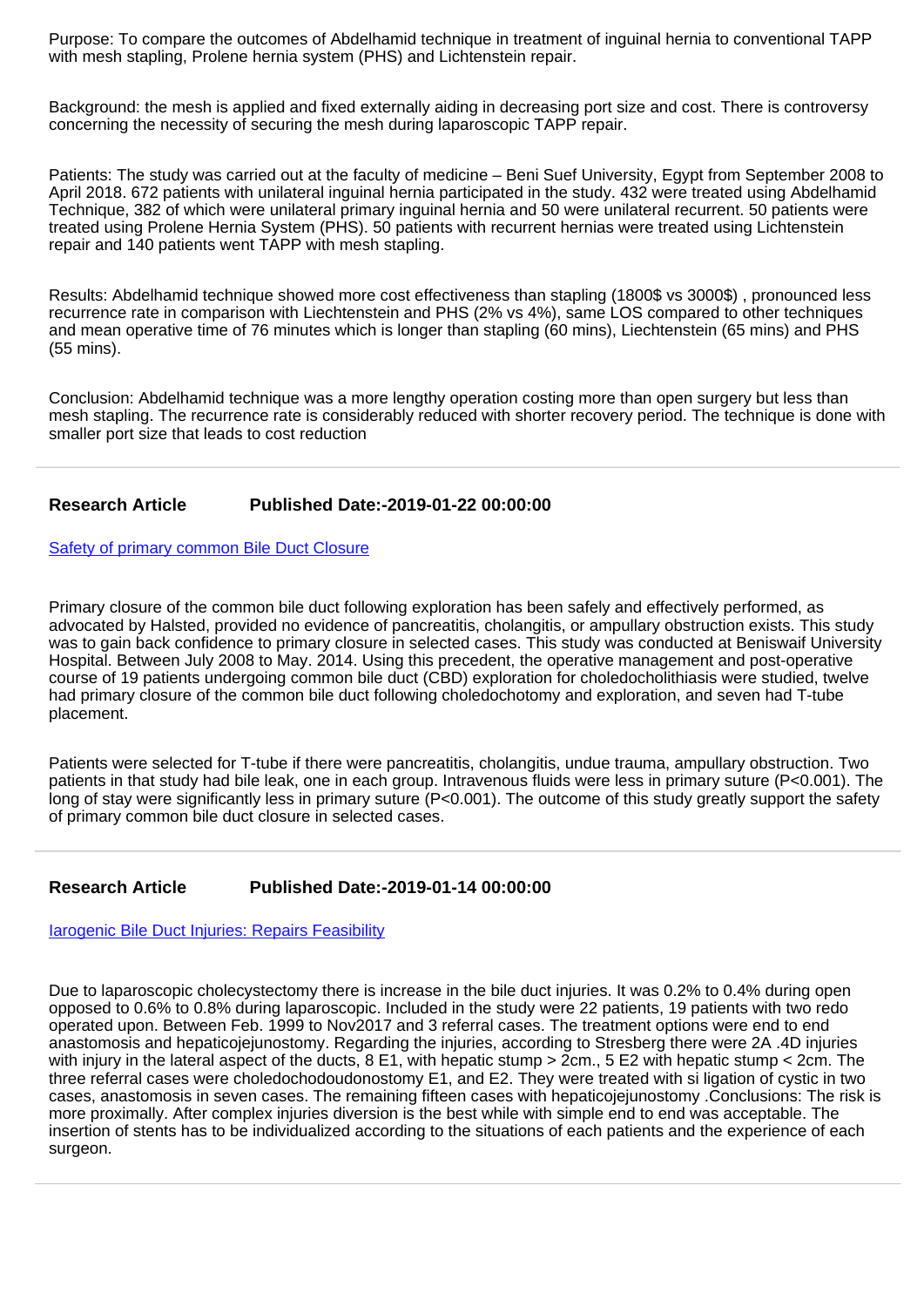Purpose: To compare the outcomes of Abdelhamid technique in treatment of inguinal hernia to conventional TAPP with mesh stapling, Prolene hernia system (PHS) and Lichtenstein repair.

Background: the mesh is applied and fixed externally aiding in decreasing port size and cost. There is controversy concerning the necessity of securing the mesh during laparoscopic TAPP repair.

Patients: The study was carried out at the faculty of medicine – Beni Suef University, Egypt from September 2008 to April 2018. 672 patients with unilateral inguinal hernia participated in the study. 432 were treated using Abdelhamid Technique, 382 of which were unilateral primary inguinal hernia and 50 were unilateral recurrent. 50 patients were treated using Prolene Hernia System (PHS). 50 patients with recurrent hernias were treated using Lichtenstein repair and 140 patients went TAPP with mesh stapling.

Results: Abdelhamid technique showed more cost effectiveness than stapling (1800$ vs 3000$) , pronounced less recurrence rate in comparison with Liechtenstein and PHS (2% vs 4%), same LOS compared to other techniques and mean operative time of 76 minutes which is longer than stapling (60 mins), Liechtenstein (65 mins) and PHS (55 mins).

Conclusion: Abdelhamid technique was a more lengthy operation costing more than open surgery but less than mesh stapling. The recurrence rate is considerably reduced with shorter recovery period. The technique is done with smaller port size that leads to cost reduction

---

**Research Article** **Published Date:-2019-01-22 00:00:00**

[Safety of primary common Bile Duct Closure]

Primary closure of the common bile duct following exploration has been safely and effectively performed, as advocated by Halsted, provided no evidence of pancreatitis, cholangitis, or ampullary obstruction exists. This study was to gain back confidence to primary closure in selected cases. This study was conducted at Beniswaif University Hospital. Between July 2008 to May. 2014. Using this precedent, the operative management and post-operative course of 19 patients undergoing common bile duct (CBD) exploration for choledocholithiasis were studied, twelve had primary closure of the common bile duct following choledochotomy and exploration, and seven had T-tube placement.

Patients were selected for T-tube if there were pancreatitis, cholangitis, undue trauma, ampullary obstruction. Two patients in that study had bile leak, one in each group. Intravenous fluids were less in primary suture (P<0.001). The long of stay were significantly less in primary suture (P<0.001). The outcome of this study greatly support the safety of primary common bile duct closure in selected cases.

---

**Research Article** **Published Date:-2019-01-14 00:00:00**

[Iarogenic Bile Duct Injuries: Repairs Feasibility]

Due to laparoscopic cholecystectomy there is increase in the bile duct injuries. It was 0.2% to 0.4% during open opposed to 0.6% to 0.8% during laparoscopic. Included in the study were 22 patients, 19 patients with two redo operated upon. Between Feb. 1999 to Nov2017 and 3 referral cases. The treatment options were end to end anastomosis and hepaticojejunostomy. Regarding the injuries, according to Stresberg there were 2A .4D injuries with injury in the lateral aspect of the ducts, 8 E1, with hepatic stump > 2cm., 5 E2 with hepatic stump < 2cm. The three referral cases were choledochodoudonostomy E1, and E2. They were treated with si ligation of cystic in two cases, anastomosis in seven cases. The remaining fifteen cases with hepaticojejunostomy .Conclusions: The risk is more proximally. After complex injuries diversion is the best while with simple end to end was acceptable. The insertion of stents has to be individualized according to the situations of each patients and the experience of each surgeon.

---